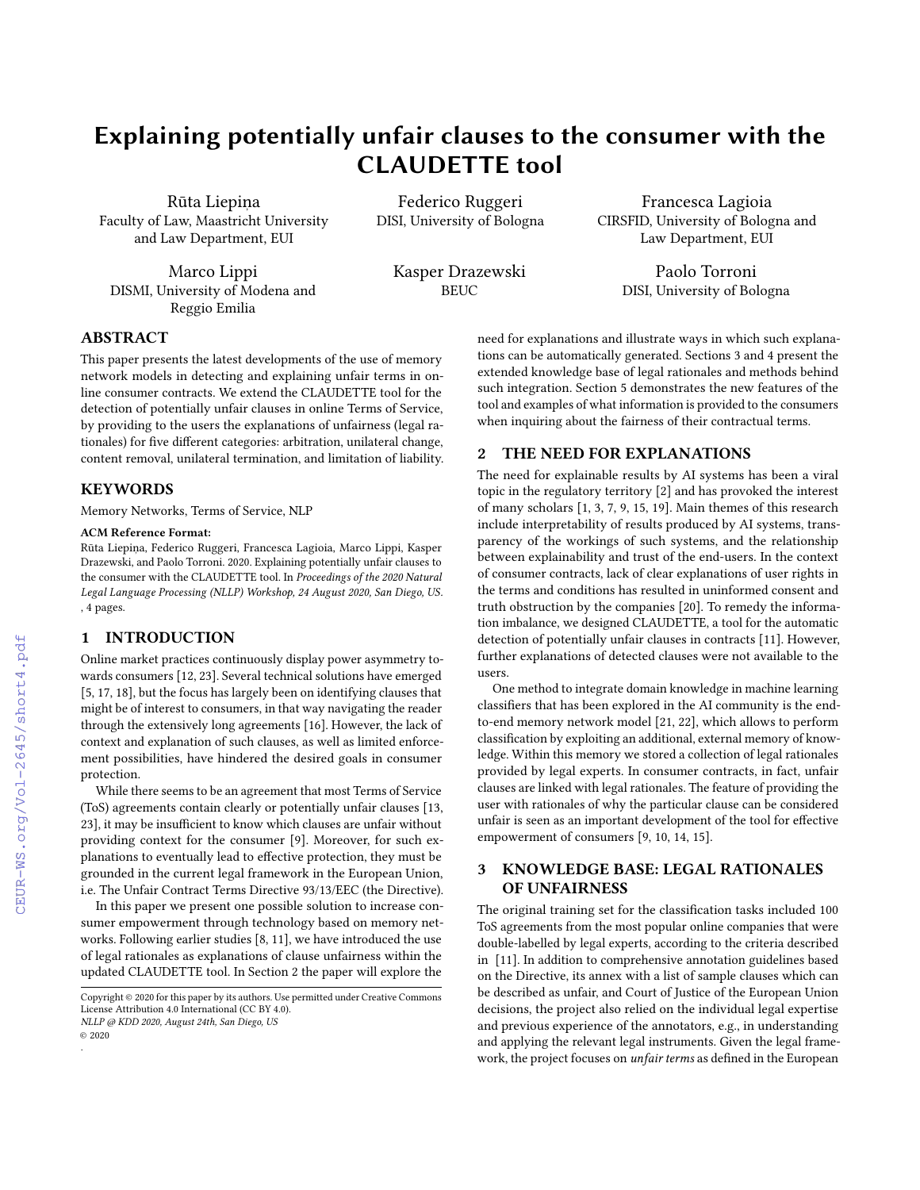# Explaining potentially unfair clauses to the consumer with the CLAUDETTE tool

Rūta Liepiņa
Faculty of Law, Maastricht University and Law Department, EUI

Federico Ruggeri
DISI, University of Bologna

Francesca Lagioia
CIRSFID, University of Bologna and Law Department, EUI

Marco Lippi
DISMI, University of Modena and Reggio Emilia

Kasper Drazewski
BEUC

Paolo Torroni
DISI, University of Bologna

## ABSTRACT

This paper presents the latest developments of the use of memory network models in detecting and explaining unfair terms in online consumer contracts. We extend the CLAUDETTE tool for the detection of potentially unfair clauses in online Terms of Service, by providing to the users the explanations of unfairness (legal rationales) for five different categories: arbitration, unilateral change, content removal, unilateral termination, and limitation of liability.

## KEYWORDS

Memory Networks, Terms of Service, NLP

**ACM Reference Format:**
Rūta Liepiņa, Federico Ruggeri, Francesca Lagioia, Marco Lippi, Kasper Drazewski, and Paolo Torroni. 2020. Explaining potentially unfair clauses to the consumer with the CLAUDETTE tool. In *Proceedings of the 2020 Natural Legal Language Processing (NLLP) Workshop, 24 August 2020, San Diego, US.* , 4 pages.

## 1 INTRODUCTION

Online market practices continuously display power asymmetry towards consumers [12, 23]. Several technical solutions have emerged [5, 17, 18], but the focus has largely been on identifying clauses that might be of interest to consumers, in that way navigating the reader through the extensively long agreements [16]. However, the lack of context and explanation of such clauses, as well as limited enforcement possibilities, have hindered the desired goals in consumer protection.

While there seems to be an agreement that most Terms of Service (ToS) agreements contain clearly or potentially unfair clauses [13, 23], it may be insufficient to know which clauses are unfair without providing context for the consumer [9]. Moreover, for such explanations to eventually lead to effective protection, they must be grounded in the current legal framework in the European Union, i.e. The Unfair Contract Terms Directive 93/13/EEC (the Directive).

In this paper we present one possible solution to increase consumer empowerment through technology based on memory networks. Following earlier studies [8, 11], we have introduced the use of legal rationales as explanations of clause unfairness within the updated CLAUDETTE tool. In Section 2 the paper will explore the need for explanations and illustrate ways in which such explanations can be automatically generated. Sections 3 and 4 present the extended knowledge base of legal rationales and methods behind such integration. Section 5 demonstrates the new features of the tool and examples of what information is provided to the consumers when inquiring about the fairness of their contractual terms.

## 2 THE NEED FOR EXPLANATIONS

The need for explainable results by AI systems has been a viral topic in the regulatory territory [2] and has provoked the interest of many scholars [1, 3, 7, 9, 15, 19]. Main themes of this research include interpretability of results produced by AI systems, transparency of the workings of such systems, and the relationship between explainability and trust of the end-users. In the context of consumer contracts, lack of clear explanations of user rights in the terms and conditions has resulted in uninformed consent and truth obstruction by the companies [20]. To remedy the information imbalance, we designed CLAUDETTE, a tool for the automatic detection of potentially unfair clauses in contracts [11]. However, further explanations of detected clauses were not available to the users.

One method to integrate domain knowledge in machine learning classifiers that has been explored in the AI community is the end-to-end memory network model [21, 22], which allows to perform classification by exploiting an additional, external memory of knowledge. Within this memory we stored a collection of legal rationales provided by legal experts. In consumer contracts, in fact, unfair clauses are linked with legal rationales. The feature of providing the user with rationales of why the particular clause can be considered unfair is seen as an important development of the tool for effective empowerment of consumers [9, 10, 14, 15].

## 3 KNOWLEDGE BASE: LEGAL RATIONALES OF UNFAIRNESS

The original training set for the classification tasks included 100 ToS agreements from the most popular online companies that were double-labelled by legal experts, according to the criteria described in [11]. In addition to comprehensive annotation guidelines based on the Directive, its annex with a list of sample clauses which can be described as unfair, and Court of Justice of the European Union decisions, the project also relied on the individual legal expertise and previous experience of the annotators, e.g., in understanding and applying the relevant legal instruments. Given the legal framework, the project focuses on *unfair terms* as defined in the European

Copyright © 2020 for this paper by its authors. Use permitted under Creative Commons License Attribution 4.0 International (CC BY 4.0).
NLLP @ KDD 2020, August 24th, San Diego, US
© 2020
.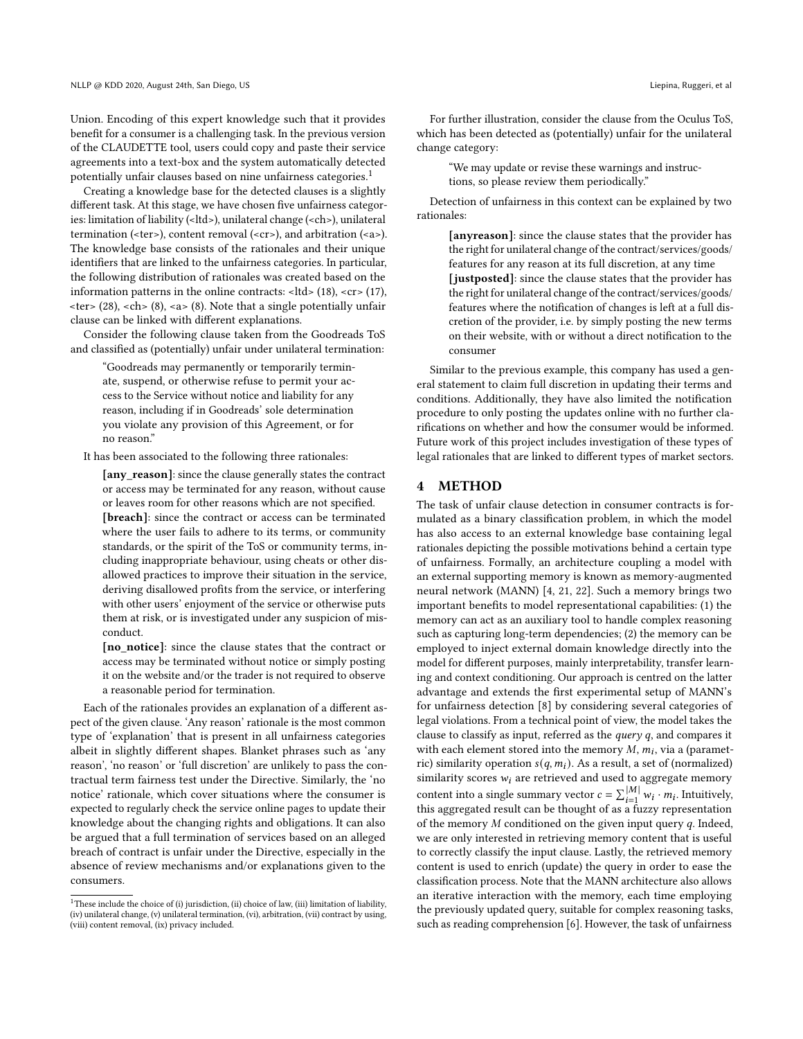Union. Encoding of this expert knowledge such that it provides benefit for a consumer is a challenging task. In the previous version of the CLAUDETTE tool, users could copy and paste their service agreements into a text-box and the system automatically detected potentially unfair clauses based on nine unfairness categories.[1]

Creating a knowledge base for the detected clauses is a slightly different task. At this stage, we have chosen five unfairness categories: limitation of liability (<ltd>), unilateral change (<ch>), unilateral termination (<ter>), content removal (<cr>), and arbitration (<a>). The knowledge base consists of the rationales and their unique identifiers that are linked to the unfairness categories. In particular, the following distribution of rationales was created based on the information patterns in the online contracts: <ltd> (18), <cr> (17), <ter> (28), <ch> (8), <a> (8). Note that a single potentially unfair clause can be linked with different explanations.

Consider the following clause taken from the Goodreads ToS and classified as (potentially) unfair under unilateral termination:

> "Goodreads may permanently or temporarily terminate, suspend, or otherwise refuse to permit your access to the Service without notice and liability for any reason, including if in Goodreads' sole determination you violate any provision of this Agreement, or for no reason."

It has been associated to the following three rationales:

> **[any_reason]**: since the clause generally states the contract or access may be terminated for any reason, without cause or leaves room for other reasons which are not specified.
>
> **[breach]**: since the contract or access can be terminated where the user fails to adhere to its terms, or community standards, or the spirit of the ToS or community terms, including inappropriate behaviour, using cheats or other disallowed practices to improve their situation in the service, deriving disallowed profits from the service, or interfering with other users' enjoyment of the service or otherwise puts them at risk, or is investigated under any suspicion of misconduct.
>
> **[no_notice]**: since the clause states that the contract or access may be terminated without notice or simply posting it on the website and/or the trader is not required to observe a reasonable period for termination.

Each of the rationales provides an explanation of a different aspect of the given clause. 'Any reason' rationale is the most common type of 'explanation' that is present in all unfairness categories albeit in slightly different shapes. Blanket phrases such as 'any reason', 'no reason' or 'full discretion' are unlikely to pass the contractual term fairness test under the Directive. Similarly, the 'no notice' rationale, which cover situations where the consumer is expected to regularly check the service online pages to update their knowledge about the changing rights and obligations. It can also be argued that a full termination of services based on an alleged breach of contract is unfair under the Directive, especially in the absence of review mechanisms and/or explanations given to the consumers.

For further illustration, consider the clause from the Oculus ToS, which has been detected as (potentially) unfair for the unilateral change category:

> "We may update or revise these warnings and instructions, so please review them periodically."

Detection of unfairness in this context can be explained by two rationales:

> **[anyreason]**: since the clause states that the provider has the right for unilateral change of the contract/services/goods/features for any reason at its full discretion, at any time
>
> **[justposted]**: since the clause states that the provider has the right for unilateral change of the contract/services/goods/features where the notification of changes is left at a full discretion of the provider, i.e. by simply posting the new terms on their website, with or without a direct notification to the consumer

Similar to the previous example, this company has used a general statement to claim full discretion in updating their terms and conditions. Additionally, they have also limited the notification procedure to only posting the updates online with no further clarifications on whether and how the consumer would be informed. Future work of this project includes investigation of these types of legal rationales that are linked to different types of market sectors.

## 4 METHOD

The task of unfair clause detection in consumer contracts is formulated as a binary classification problem, in which the model has also access to an external knowledge base containing legal rationales depicting the possible motivations behind a certain type of unfairness. Formally, an architecture coupling a model with an external supporting memory is known as memory-augmented neural network (MANN) [4, 21, 22]. Such a memory brings two important benefits to model representational capabilities: (1) the memory can act as an auxiliary tool to handle complex reasoning such as capturing long-term dependencies; (2) the memory can be employed to inject external domain knowledge directly into the model for different purposes, mainly interpretability, transfer learning and context conditioning. Our approach is centred on the latter advantage and extends the first experimental setup of MANN's for unfairness detection [8] by considering several categories of legal violations. From a technical point of view, the model takes the clause to classify as input, referred as the *query* $q$, and compares it with each element stored into the memory $M$, $m_i$, via a (parametric) similarity operation $s(q, m_i)$. As a result, a set of (normalized) similarity scores $w_i$ are retrieved and used to aggregate memory content into a single summary vector $c = \sum_{i=1}^{|M|} w_i \cdot m_i$. Intuitively, this aggregated result can be thought of as a fuzzy representation of the memory $M$ conditioned on the given input query $q$. Indeed, we are only interested in retrieving memory content that is useful to correctly classify the input clause. Lastly, the retrieved memory content is used to enrich (update) the query in order to ease the classification process. Note that the MANN architecture also allows an iterative interaction with the memory, each time employing the previously updated query, suitable for complex reasoning tasks, such as reading comprehension [6]. However, the task of unfairness

[1] These include the choice of (i) jurisdiction, (ii) choice of law, (iii) limitation of liability, (iv) unilateral change, (v) unilateral termination, (vi), arbitration, (vii) contract by using, (viii) content removal, (ix) privacy included.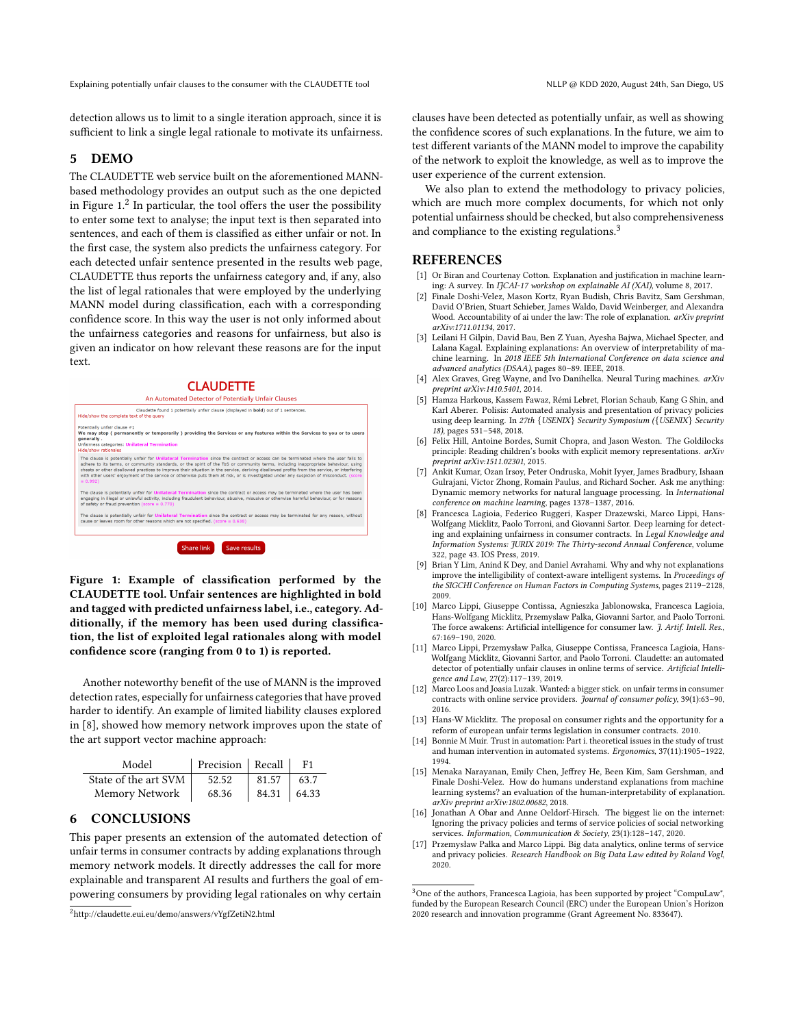detection allows us to limit to a single iteration approach, since it is sufficient to link a single legal rationale to motivate its unfairness.

## 5 DEMO

The CLAUDETTE web service built on the aforementioned MANN-based methodology provides an output such as the one depicted in Figure 1.[2] In particular, the tool offers the user the possibility to enter some text to analyse; the input text is then separated into sentences, and each of them is classified as either unfair or not. In the first case, the system also predicts the unfairness category. For each detected unfair sentence presented in the results web page, CLAUDETTE thus reports the unfairness category and, if any, also the list of legal rationales that were employed by the underlying MANN model during classification, each with a corresponding confidence score. In this way the user is not only informed about the unfairness categories and reasons for unfairness, but also is given an indicator on how relevant these reasons are for the input text.

**CLAUDETTE**

An Automated Detector of Potentially Unfair Clauses

Claudette found 1 potentially unfair clause (displayed in **bold**) out of 1 sentences.

Hide/show the complete text of the query

Potentially unfair clause #1

**We may stop ( permanently or temporarily ) providing the Services or any features within the Services to you or to users generally .**

Unfairness categories: **Unilateral Termination**

Hide/show rationales

The clause is potentially unfair for **Unilateral Termination** since the contract or access can be terminated where the user fails to adhere to its terms, or community standards, or the spirit of the ToS or community terms, including inappropriate behaviour, using cheats or other disallowed practices to improve their situation in the service, deriving disallowed profits from the service, or interfering with other users' enjoyment of the service or otherwise puts them at risk, or is investigated under any suspicion of misconduct. (score = 0.992)

The clause is potentially unfair for **Unilateral Termination** since the contract or access may be terminated where the user has been engaging in illegal or unlawful activity, including fraudulent behaviour, abusive, misusive or otherwise harmful behaviour, or for reasons of safety or fraud prevention (score = 0.770)

The clause is potentially unfair for **Unilateral Termination** since the contract or access may be terminated for any reason, without cause or leaves room for other reasons which are not specified. (score = 0.638)

Share link | Save results

**Figure 1: Example of classification performed by the CLAUDETTE tool. Unfair sentences are highlighted in bold and tagged with predicted unfairness label, i.e., category. Additionally, if the memory has been used during classification, the list of exploited legal rationales along with model confidence score (ranging from 0 to 1) is reported.**

Another noteworthy benefit of the use of MANN is the improved detection rates, especially for unfairness categories that have proved harder to identify. An example of limited liability clauses explored in [8], showed how memory network improves upon the state of the art support vector machine approach:

| Model | Precision | Recall | F1 |
|---|---|---|---|
| State of the art SVM | 52.52 | 81.57 | 63.7 |
| Memory Network | 68.36 | 84.31 | 64.33 |

## 6 CONCLUSIONS

This paper presents an extension of the automated detection of unfair terms in consumer contracts by adding explanations through memory network models. It directly addresses the call for more explainable and transparent AI results and furthers the goal of empowering consumers by providing legal rationales on why certain clauses have been detected as potentially unfair, as well as showing the confidence scores of such explanations. In the future, we aim to test different variants of the MANN model to improve the capability of the network to exploit the knowledge, as well as to improve the user experience of the current extension.

We also plan to extend the methodology to privacy policies, which are much more complex documents, for which not only potential unfairness should be checked, but also comprehensiveness and compliance to the existing regulations.[3]

## REFERENCES

[1] Or Biran and Courtenay Cotton. Explanation and justification in machine learning: A survey. In *IJCAI-17 workshop on explainable AI (XAI)*, volume 8, 2017.

[2] Finale Doshi-Velez, Mason Kortz, Ryan Budish, Chris Bavitz, Sam Gershman, David O'Brien, Stuart Schieber, James Waldo, David Weinberger, and Alexandra Wood. Accountability of ai under the law: The role of explanation. *arXiv preprint arXiv:1711.01134*, 2017.

[3] Leilani H Gilpin, David Bau, Ben Z Yuan, Ayesha Bajwa, Michael Specter, and Lalana Kagal. Explaining explanations: An overview of interpretability of machine learning. In *2018 IEEE 5th International Conference on data science and advanced analytics (DSAA)*, pages 80–89. IEEE, 2018.

[4] Alex Graves, Greg Wayne, and Ivo Danihelka. Neural Turing machines. *arXiv preprint arXiv:1410.5401*, 2014.

[5] Hamza Harkous, Kassem Fawaz, Rémi Lebret, Florian Schaub, Kang G Shin, and Karl Aberer. Polisis: Automated analysis and presentation of privacy policies using deep learning. In *27th {USENIX} Security Symposium ({USENIX} Security 18)*, pages 531–548, 2018.

[6] Felix Hill, Antoine Bordes, Sumit Chopra, and Jason Weston. The Goldilocks principle: Reading children's books with explicit memory representations. *arXiv preprint arXiv:1511.02301*, 2015.

[7] Ankit Kumar, Ozan Irsoy, Peter Ondruska, Mohit Iyyer, James Bradbury, Ishaan Gulrajani, Victor Zhong, Romain Paulus, and Richard Socher. Ask me anything: Dynamic memory networks for natural language processing. In *International conference on machine learning*, pages 1378–1387, 2016.

[8] Francesca Lagioia, Federico Ruggeri, Kasper Drazewski, Marco Lippi, Hans-Wolfgang Micklitz, Paolo Torroni, and Giovanni Sartor. Deep learning for detecting and explaining unfairness in consumer contracts. In *Legal Knowledge and Information Systems: JURIX 2019: The Thirty-second Annual Conference*, volume 322, page 43. IOS Press, 2019.

[9] Brian Y Lim, Anind K Dey, and Daniel Avrahami. Why and why not explanations improve the intelligibility of context-aware intelligent systems. In *Proceedings of the SIGCHI Conference on Human Factors in Computing Systems*, pages 2119–2128, 2009.

[10] Marco Lippi, Giuseppe Contissa, Agnieszka Jablonowska, Francesca Lagioia, Hans-Wolfgang Micklitz, Przemyslaw Palka, Giovanni Sartor, and Paolo Torroni. The force awakens: Artificial intelligence for consumer law. *J. Artif. Intell. Res.*, 67:169–190, 2020.

[11] Marco Lippi, Przemysław Pałka, Giuseppe Contissa, Francesca Lagioia, Hans-Wolfgang Micklitz, Giovanni Sartor, and Paolo Torroni. Claudette: an automated detector of potentially unfair clauses in online terms of service. *Artificial Intelligence and Law*, 27(2):117–139, 2019.

[12] Marco Loos and Joasia Luzak. Wanted: a bigger stick. on unfair terms in consumer contracts with online service providers. *Journal of consumer policy*, 39(1):63–90, 2016.

[13] Hans-W Micklitz. The proposal on consumer rights and the opportunity for a reform of european unfair terms legislation in consumer contracts. 2010.

[14] Bonnie M Muir. Trust in automation: Part i. theoretical issues in the study of trust and human intervention in automated systems. *Ergonomics*, 37(11):1905–1922, 1994.

[15] Menaka Narayanan, Emily Chen, Jeffrey He, Been Kim, Sam Gershman, and Finale Doshi-Velez. How do humans understand explanations from machine learning systems? an evaluation of the human-interpretability of explanation. *arXiv preprint arXiv:1802.00682*, 2018.

[16] Jonathan A Obar and Anne Oeldorf-Hirsch. The biggest lie on the internet: Ignoring the privacy policies and terms of service policies of social networking services. *Information, Communication & Society*, 23(1):128–147, 2020.

[17] Przemysław Pałka and Marco Lippi. Big data analytics, online terms of service and privacy policies. *Research Handbook on Big Data Law edited by Roland Vogl*, 2020.

[2] http://claudette.eui.eu/demo/answers/vYgfZetiN2.html

[3] One of the authors, Francesca Lagioia, has been supported by project "CompuLaw", funded by the European Research Council (ERC) under the European Union's Horizon 2020 research and innovation programme (Grant Agreement No. 833647).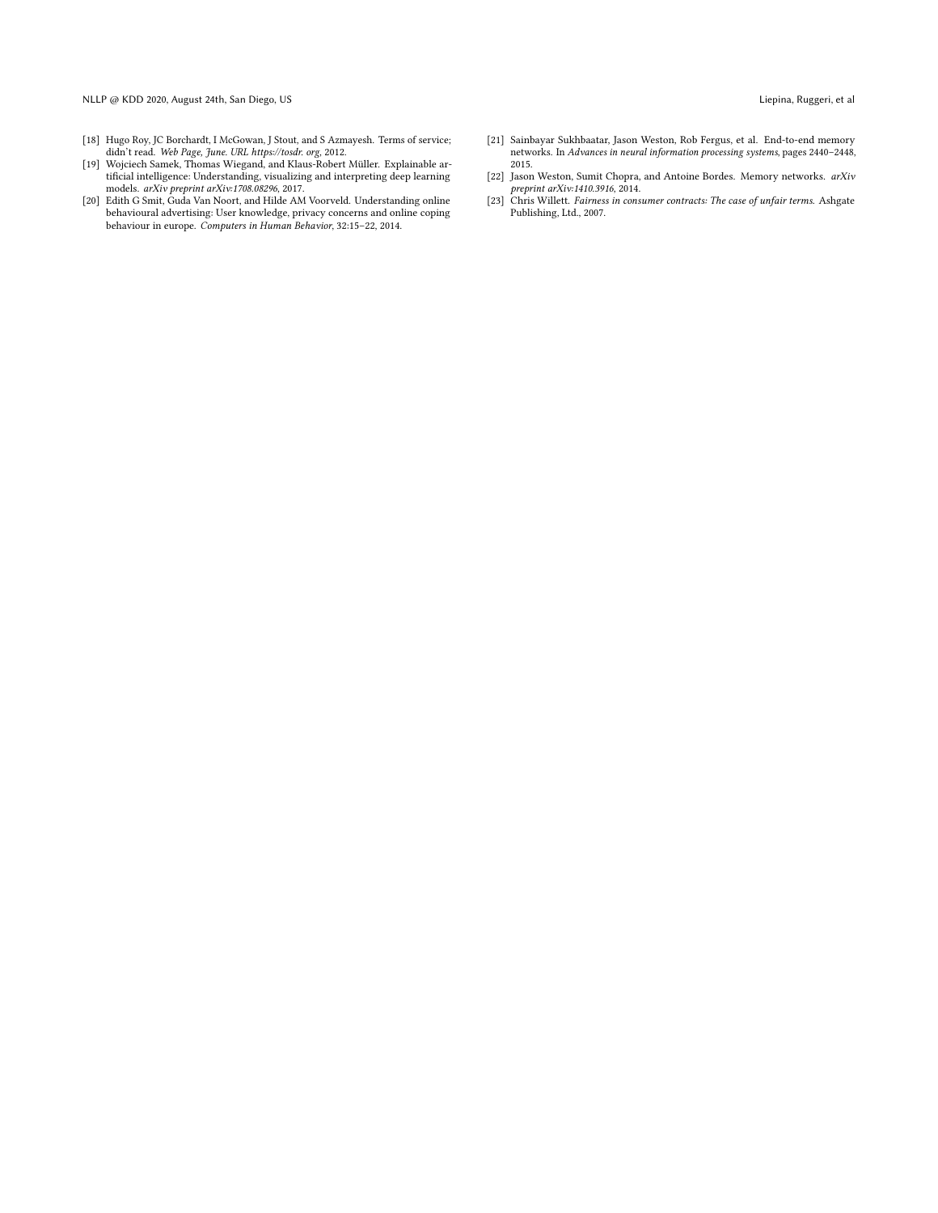[18] Hugo Roy, JC Borchardt, I McGowan, J Stout, and S Azmayesh. Terms of service; didn't read. *Web Page, June. URL https://tosdr. org*, 2012.

[19] Wojciech Samek, Thomas Wiegand, and Klaus-Robert Müller. Explainable artificial intelligence: Understanding, visualizing and interpreting deep learning models. *arXiv preprint arXiv:1708.08296*, 2017.

[20] Edith G Smit, Guda Van Noort, and Hilde AM Voorveld. Understanding online behavioural advertising: User knowledge, privacy concerns and online coping behaviour in europe. *Computers in Human Behavior*, 32:15–22, 2014.

[21] Sainbayar Sukhbaatar, Jason Weston, Rob Fergus, et al. End-to-end memory networks. In *Advances in neural information processing systems*, pages 2440–2448, 2015.

[22] Jason Weston, Sumit Chopra, and Antoine Bordes. Memory networks. *arXiv preprint arXiv:1410.3916*, 2014.

[23] Chris Willett. *Fairness in consumer contracts: The case of unfair terms*. Ashgate Publishing, Ltd., 2007.